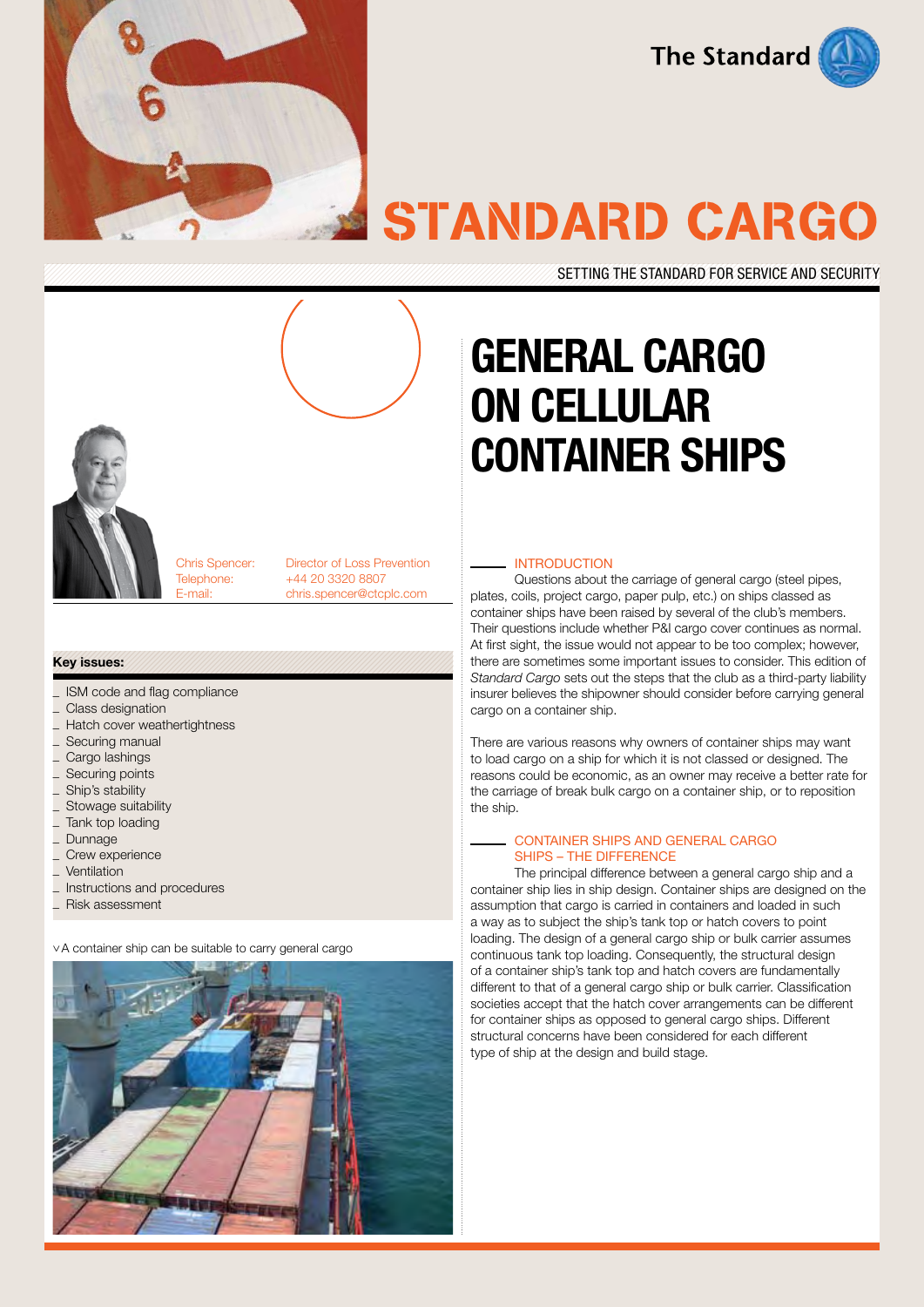The Standard

# STANDARD CARGO

SETTING THE STANDARD FOR SERVICE AND SECURITY

# GENERAL CARGO ON CELLULAR CONTAINER SHIPS

Chris Spencer: Director of Loss Prevention
Telephone: +44 20 3320 8807
E-mail: chris.spencer@ctcplc.com

**Key issues:**

- ISM code and flag compliance
- Class designation
- Hatch cover weathertightness
- Securing manual
- Cargo lashings
- Securing points
- Ship's stability
- Stowage suitability
- Tank top loading
- Dunnage
- Crew experience
- Ventilation
- Instructions and procedures
- Risk assessment

˅ A container ship can be suitable to carry general cargo

## INTRODUCTION

Questions about the carriage of general cargo (steel pipes, plates, coils, project cargo, paper pulp, etc.) on ships classed as container ships have been raised by several of the club's members. Their questions include whether P&I cargo cover continues as normal. At first sight, the issue would not appear to be too complex; however, there are sometimes some important issues to consider. This edition of *Standard Cargo* sets out the steps that the club as a third-party liability insurer believes the shipowner should consider before carrying general cargo on a container ship.

There are various reasons why owners of container ships may want to load cargo on a ship for which it is not classed or designed. The reasons could be economic, as an owner may receive a better rate for the carriage of break bulk cargo on a container ship, or to reposition the ship.

## CONTAINER SHIPS AND GENERAL CARGO SHIPS – THE DIFFERENCE

The principal difference between a general cargo ship and a container ship lies in ship design. Container ships are designed on the assumption that cargo is carried in containers and loaded in such a way as to subject the ship's tank top or hatch covers to point loading. The design of a general cargo ship or bulk carrier assumes continuous tank top loading. Consequently, the structural design of a container ship's tank top and hatch covers are fundamentally different to that of a general cargo ship or bulk carrier. Classification societies accept that the hatch cover arrangements can be different for container ships as opposed to general cargo ships. Different structural concerns have been considered for each different type of ship at the design and build stage.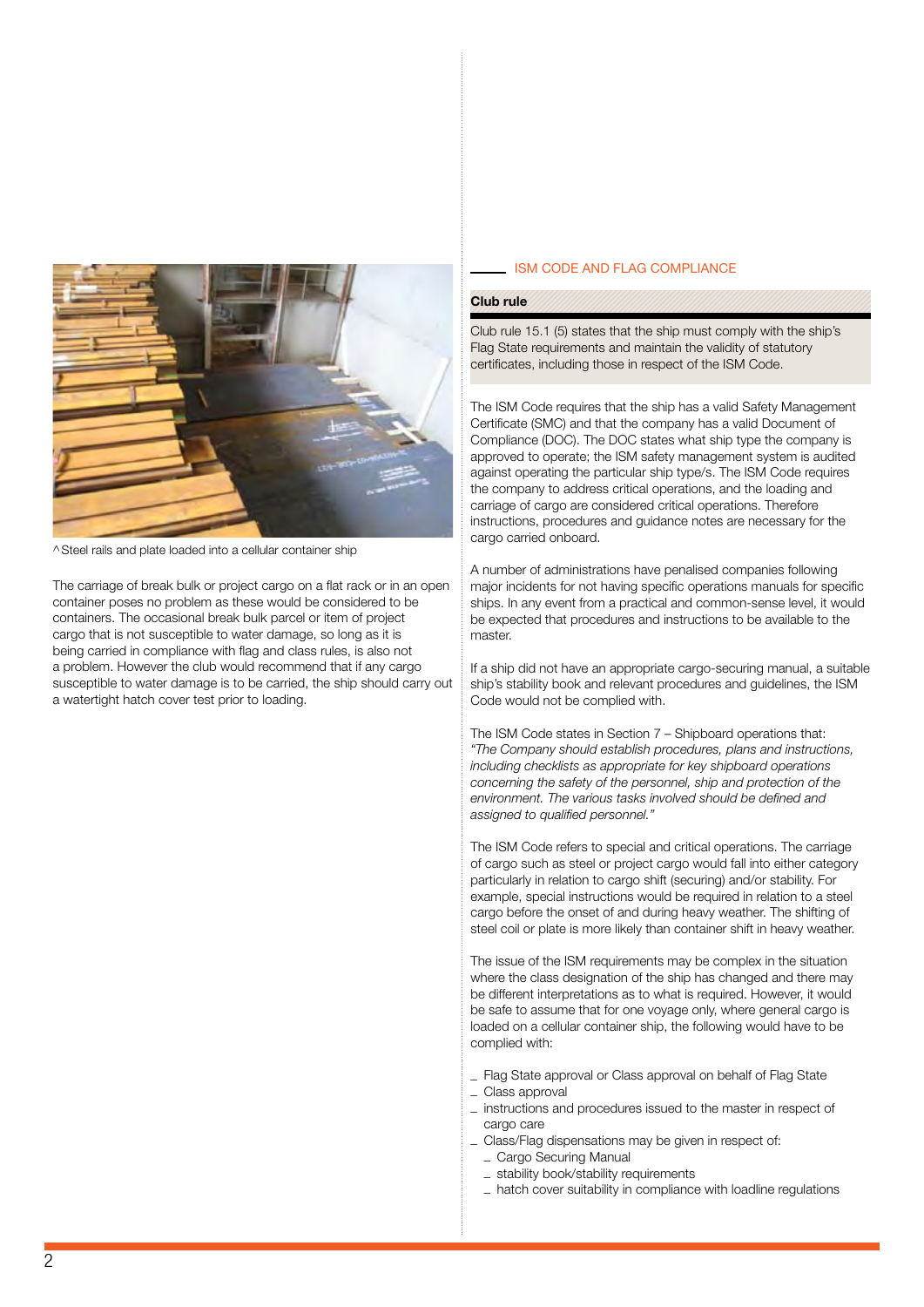^Steel rails and plate loaded into a cellular container ship

The carriage of break bulk or project cargo on a flat rack or in an open container poses no problem as these would be considered to be containers. The occasional break bulk parcel or item of project cargo that is not susceptible to water damage, so long as it is being carried in compliance with flag and class rules, is also not a problem. However the club would recommend that if any cargo susceptible to water damage is to be carried, the ship should carry out a watertight hatch cover test prior to loading.

## ISM CODE AND FLAG COMPLIANCE

**Club rule**

Club rule 15.1 (5) states that the ship must comply with the ship's Flag State requirements and maintain the validity of statutory certificates, including those in respect of the ISM Code.

The ISM Code requires that the ship has a valid Safety Management Certificate (SMC) and that the company has a valid Document of Compliance (DOC). The DOC states what ship type the company is approved to operate; the ISM safety management system is audited against operating the particular ship type/s. The ISM Code requires the company to address critical operations, and the loading and carriage of cargo are considered critical operations. Therefore instructions, procedures and guidance notes are necessary for the cargo carried onboard.

A number of administrations have penalised companies following major incidents for not having specific operations manuals for specific ships. In any event from a practical and common-sense level, it would be expected that procedures and instructions to be available to the master.

If a ship did not have an appropriate cargo-securing manual, a suitable ship's stability book and relevant procedures and guidelines, the ISM Code would not be complied with.

The ISM Code states in Section 7 – Shipboard operations that:
*"The Company should establish procedures, plans and instructions, including checklists as appropriate for key shipboard operations concerning the safety of the personnel, ship and protection of the environment. The various tasks involved should be defined and assigned to qualified personnel."*

The ISM Code refers to special and critical operations. The carriage of cargo such as steel or project cargo would fall into either category particularly in relation to cargo shift (securing) and/or stability. For example, special instructions would be required in relation to a steel cargo before the onset of and during heavy weather. The shifting of steel coil or plate is more likely than container shift in heavy weather.

The issue of the ISM requirements may be complex in the situation where the class designation of the ship has changed and there may be different interpretations as to what is required. However, it would be safe to assume that for one voyage only, where general cargo is loaded on a cellular container ship, the following would have to be complied with:

- Flag State approval or Class approval on behalf of Flag State
- Class approval
- instructions and procedures issued to the master in respect of cargo care
- Class/Flag dispensations may be given in respect of:
  - Cargo Securing Manual
  - stability book/stability requirements
  - hatch cover suitability in compliance with loadline regulations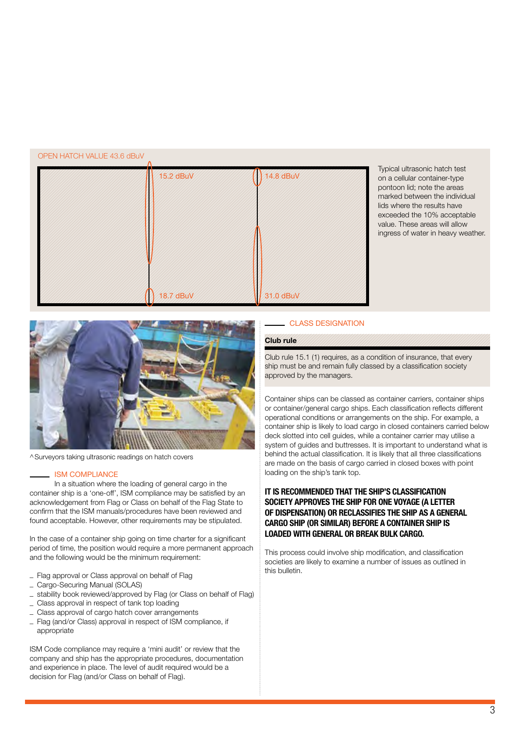OPEN HATCH VALUE 43.6 dBuV

15.2 dBuV

14.8 dBuV

18.7 dBuV

31.0 dBuV

Typical ultrasonic hatch test on a cellular container-type pontoon lid; note the areas marked between the individual lids where the results have exceeded the 10% acceptable value. These areas will allow ingress of water in heavy weather.

^Surveyors taking ultrasonic readings on hatch covers

## ISM COMPLIANCE

In a situation where the loading of general cargo in the container ship is a 'one-off', ISM compliance may be satisfied by an acknowledgement from Flag or Class on behalf of the Flag State to confirm that the ISM manuals/procedures have been reviewed and found acceptable. However, other requirements may be stipulated.

In the case of a container ship going on time charter for a significant period of time, the position would require a more permanent approach and the following would be the minimum requirement:

- Flag approval or Class approval on behalf of Flag
- Cargo-Securing Manual (SOLAS)
- stability book reviewed/approved by Flag (or Class on behalf of Flag)
- Class approval in respect of tank top loading
- Class approval of cargo hatch cover arrangements
- Flag (and/or Class) approval in respect of ISM compliance, if appropriate

ISM Code compliance may require a 'mini audit' or review that the company and ship has the appropriate procedures, documentation and experience in place. The level of audit required would be a decision for Flag (and/or Class on behalf of Flag).

## CLASS DESIGNATION

**Club rule**

Club rule 15.1 (1) requires, as a condition of insurance, that every ship must be and remain fully classed by a classification society approved by the managers.

Container ships can be classed as container carriers, container ships or container/general cargo ships. Each classification reflects different operational conditions or arrangements on the ship. For example, a container ship is likely to load cargo in closed containers carried below deck slotted into cell guides, while a container carrier may utilise a system of guides and buttresses. It is important to understand what is behind the actual classification. It is likely that all three classifications are made on the basis of cargo carried in closed boxes with point loading on the ship's tank top.

**IT IS RECOMMENDED THAT THE SHIP'S CLASSIFICATION SOCIETY APPROVES THE SHIP FOR ONE VOYAGE (A LETTER OF DISPENSATION) OR RECLASSIFIES THE SHIP AS A GENERAL CARGO SHIP (OR SIMILAR) BEFORE A CONTAINER SHIP IS LOADED WITH GENERAL OR BREAK BULK CARGO.**

This process could involve ship modification, and classification societies are likely to examine a number of issues as outlined in this bulletin.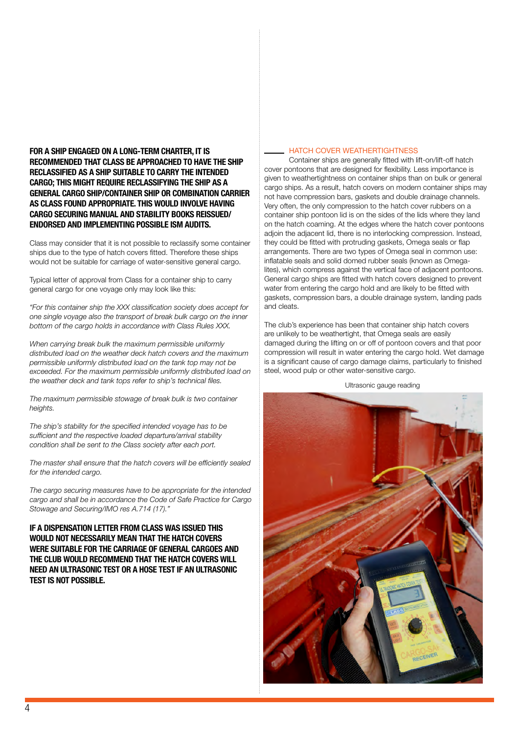**FOR A SHIP ENGAGED ON A LONG-TERM CHARTER, IT IS RECOMMENDED THAT CLASS BE APPROACHED TO HAVE THE SHIP RECLASSIFIED AS A SHIP SUITABLE TO CARRY THE INTENDED CARGO; THIS MIGHT REQUIRE RECLASSIFYING THE SHIP AS A GENERAL CARGO SHIP/CONTAINER SHIP OR COMBINATION CARRIER AS CLASS FOUND APPROPRIATE. THIS WOULD INVOLVE HAVING CARGO SECURING MANUAL AND STABILITY BOOKS REISSUED/ ENDORSED AND IMPLEMENTING POSSIBLE ISM AUDITS.**

Class may consider that it is not possible to reclassify some container ships due to the type of hatch covers fitted. Therefore these ships would not be suitable for carriage of water-sensitive general cargo.

Typical letter of approval from Class for a container ship to carry general cargo for one voyage only may look like this:

*"For this container ship the XXX classification society does accept for one single voyage also the transport of break bulk cargo on the inner bottom of the cargo holds in accordance with Class Rules XXX.*

*When carrying break bulk the maximum permissible uniformly distributed load on the weather deck hatch covers and the maximum permissible uniformly distributed load on the tank top may not be exceeded. For the maximum permissible uniformly distributed load on the weather deck and tank tops refer to ship's technical files.*

*The maximum permissible stowage of break bulk is two container heights.*

*The ship's stability for the specified intended voyage has to be sufficient and the respective loaded departure/arrival stability condition shall be sent to the Class society after each port.*

*The master shall ensure that the hatch covers will be efficiently sealed for the intended cargo.*

*The cargo securing measures have to be appropriate for the intended cargo and shall be in accordance the Code of Safe Practice for Cargo Stowage and Securing/IMO res A.714 (17)."*

**IF A DISPENSATION LETTER FROM CLASS WAS ISSUED THIS WOULD NOT NECESSARILY MEAN THAT THE HATCH COVERS WERE SUITABLE FOR THE CARRIAGE OF GENERAL CARGOES AND THE CLUB WOULD RECOMMEND THAT THE HATCH COVERS WILL NEED AN ULTRASONIC TEST OR A HOSE TEST IF AN ULTRASONIC TEST IS NOT POSSIBLE.**

## HATCH COVER WEATHERTIGHTNESS

Container ships are generally fitted with lift-on/lift-off hatch cover pontoons that are designed for flexibility. Less importance is given to weathertightness on container ships than on bulk or general cargo ships. As a result, hatch covers on modern container ships may not have compression bars, gaskets and double drainage channels. Very often, the only compression to the hatch cover rubbers on a container ship pontoon lid is on the sides of the lids where they land on the hatch coaming. At the edges where the hatch cover pontoons adjoin the adjacent lid, there is no interlocking compression. Instead, they could be fitted with protruding gaskets, Omega seals or flap arrangements. There are two types of Omega seal in common use: inflatable seals and solid domed rubber seals (known as Omega-lites), which compress against the vertical face of adjacent pontoons. General cargo ships are fitted with hatch covers designed to prevent water from entering the cargo hold and are likely to be fitted with gaskets, compression bars, a double drainage system, landing pads and cleats.

The club's experience has been that container ship hatch covers are unlikely to be weathertight, that Omega seals are easily damaged during the lifting on or off of pontoon covers and that poor compression will result in water entering the cargo hold. Wet damage is a significant cause of cargo damage claims, particularly to finished steel, wood pulp or other water-sensitive cargo.

Ultrasonic gauge reading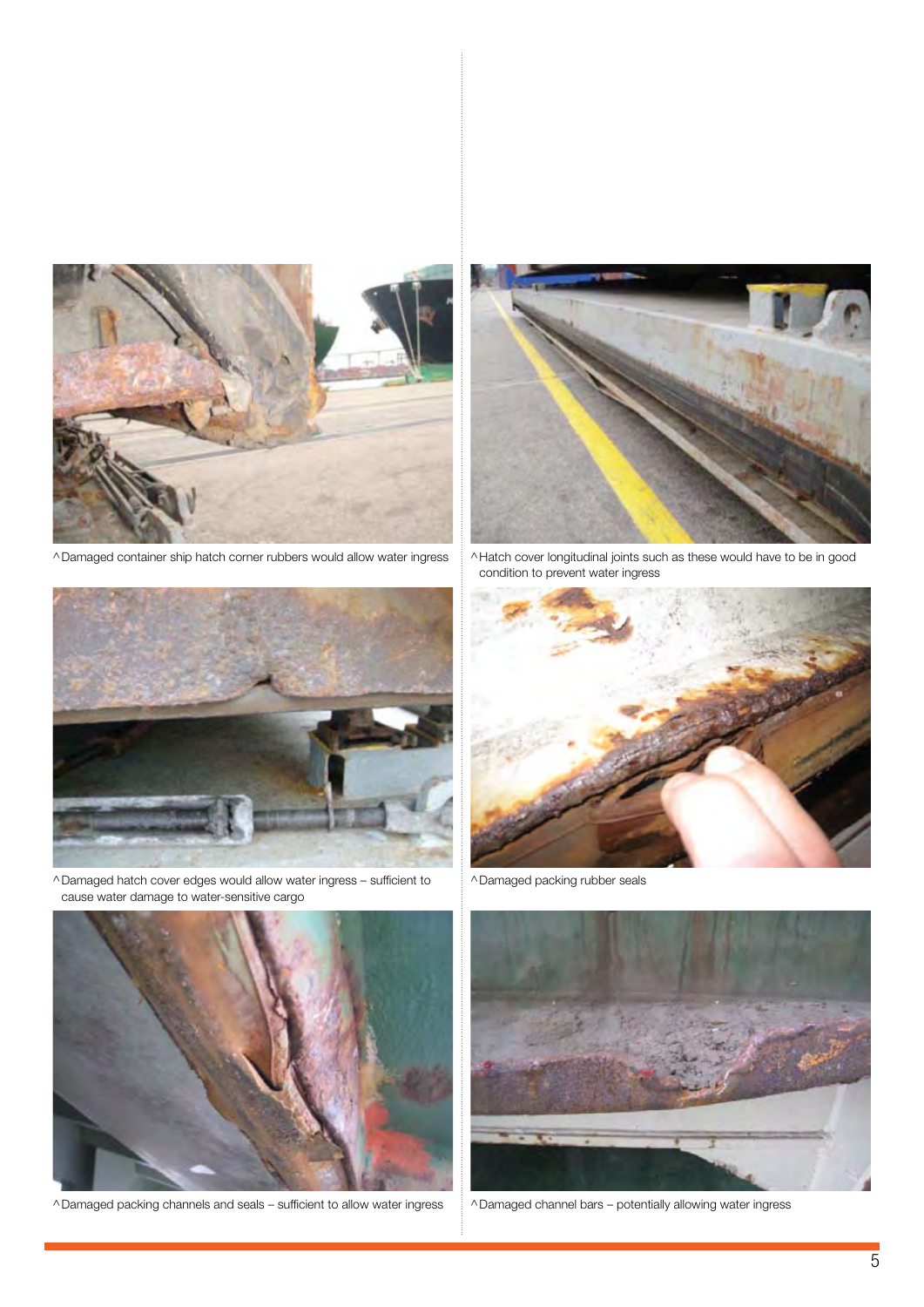^ Damaged container ship hatch corner rubbers would allow water ingress

^ Hatch cover longitudinal joints such as these would have to be in good condition to prevent water ingress

^ Damaged hatch cover edges would allow water ingress – sufficient to cause water damage to water-sensitive cargo

^ Damaged packing rubber seals

^ Damaged packing channels and seals – sufficient to allow water ingress

^ Damaged channel bars – potentially allowing water ingress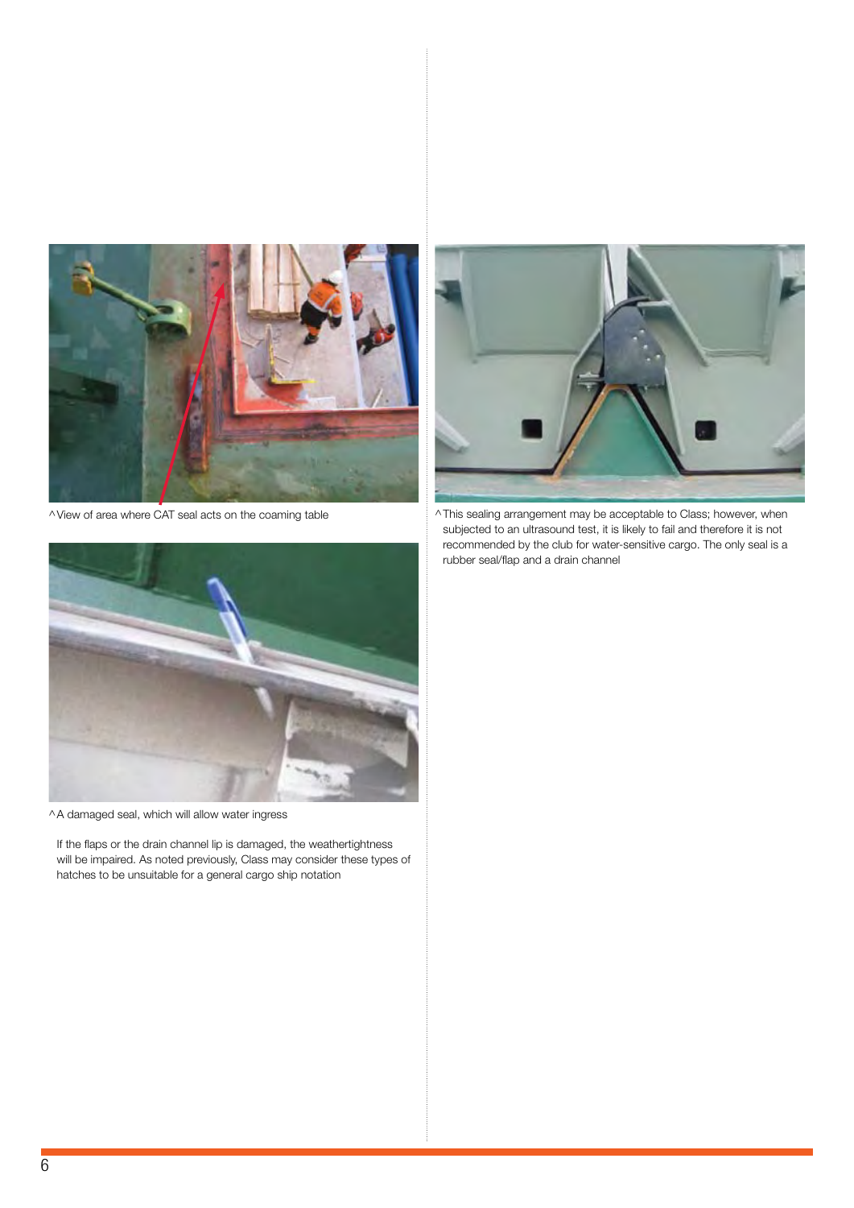^ View of area where CAT seal acts on the coaming table

^ A damaged seal, which will allow water ingress

If the flaps or the drain channel lip is damaged, the weathertightness will be impaired. As noted previously, Class may consider these types of hatches to be unsuitable for a general cargo ship notation

^ This sealing arrangement may be acceptable to Class; however, when subjected to an ultrasound test, it is likely to fail and therefore it is not recommended by the club for water-sensitive cargo. The only seal is a rubber seal/flap and a drain channel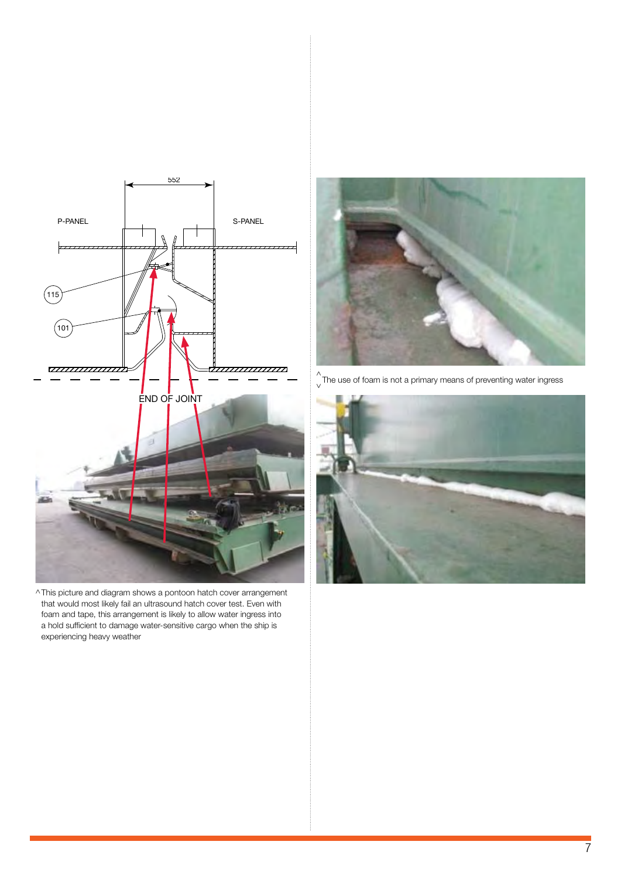^ This picture and diagram shows a pontoon hatch cover arrangement that would most likely fail an ultrasound hatch cover test. Even with foam and tape, this arrangement is likely to allow water ingress into a hold sufficient to damage water-sensitive cargo when the ship is experiencing heavy weather

^v The use of foam is not a primary means of preventing water ingress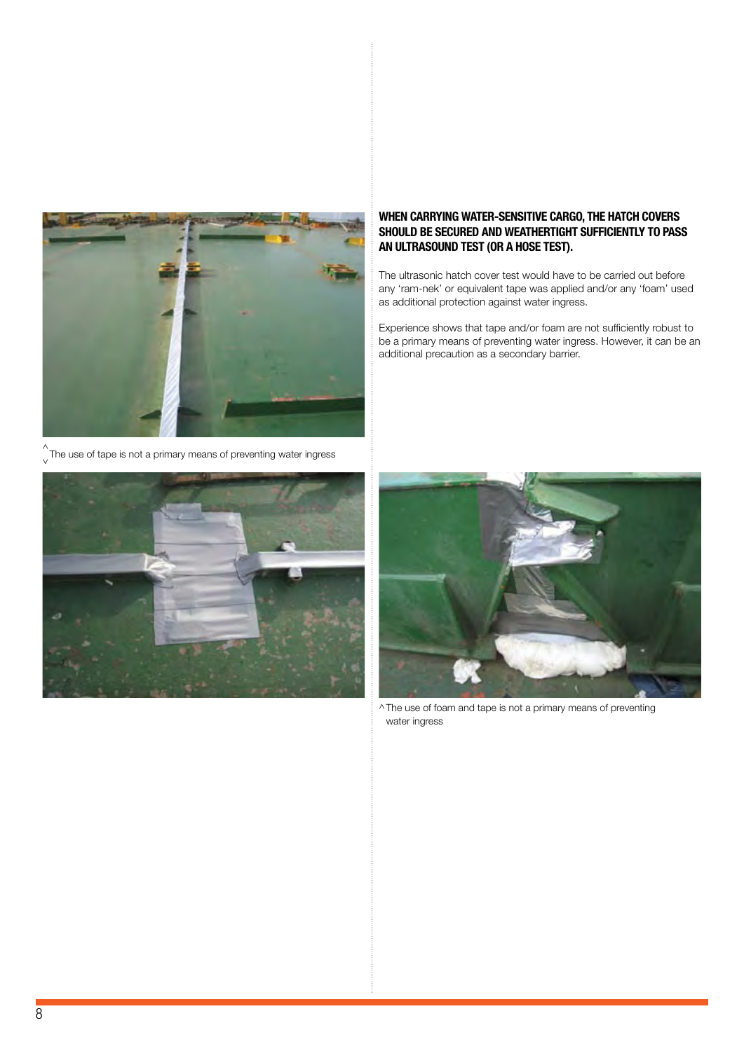**WHEN CARRYING WATER-SENSITIVE CARGO, THE HATCH COVERS SHOULD BE SECURED AND WEATHERTIGHT SUFFICIENTLY TO PASS AN ULTRASOUND TEST (OR A HOSE TEST).**

The ultrasonic hatch cover test would have to be carried out before any 'ram-nek' or equivalent tape was applied and/or any 'foam' used as additional protection against water ingress.

Experience shows that tape and/or foam are not sufficiently robust to be a primary means of preventing water ingress. However, it can be an additional precaution as a secondary barrier.

^ The use of tape is not a primary means of preventing water ingress

^ The use of foam and tape is not a primary means of preventing water ingress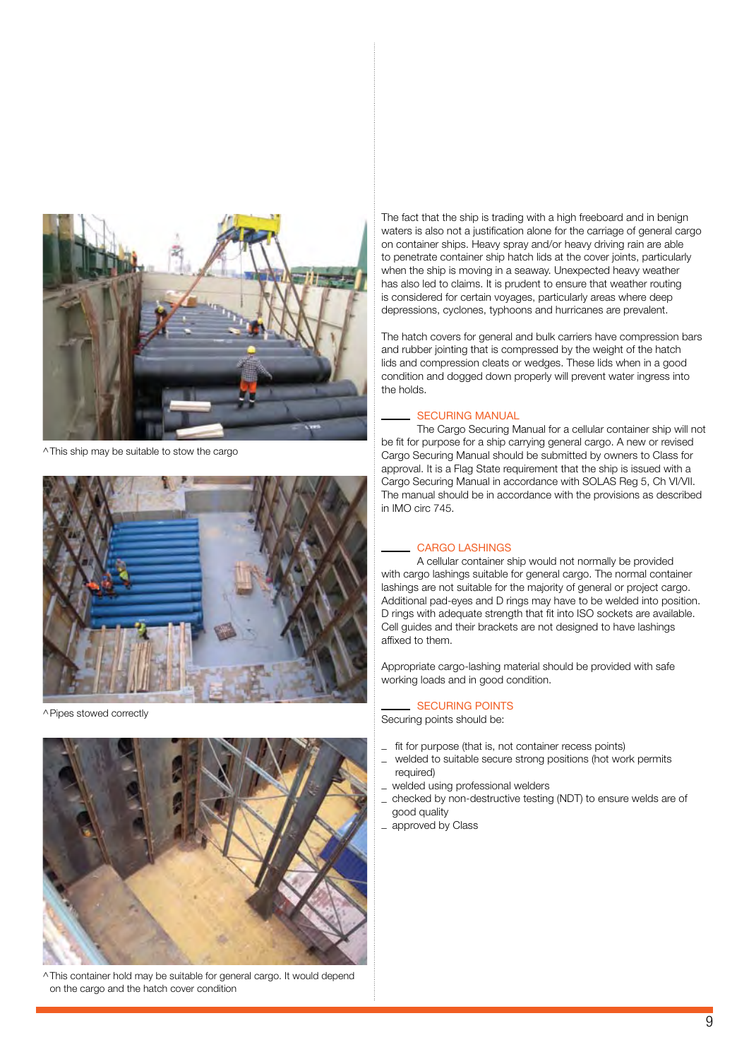^This ship may be suitable to stow the cargo

^Pipes stowed correctly

^This container hold may be suitable for general cargo. It would depend on the cargo and the hatch cover condition

The fact that the ship is trading with a high freeboard and in benign waters is also not a justification alone for the carriage of general cargo on container ships. Heavy spray and/or heavy driving rain are able to penetrate container ship hatch lids at the cover joints, particularly when the ship is moving in a seaway. Unexpected heavy weather has also led to claims. It is prudent to ensure that weather routing is considered for certain voyages, particularly areas where deep depressions, cyclones, typhoons and hurricanes are prevalent.

The hatch covers for general and bulk carriers have compression bars and rubber jointing that is compressed by the weight of the hatch lids and compression cleats or wedges. These lids when in a good condition and dogged down properly will prevent water ingress into the holds.

## SECURING MANUAL

The Cargo Securing Manual for a cellular container ship will not be fit for purpose for a ship carrying general cargo. A new or revised Cargo Securing Manual should be submitted by owners to Class for approval. It is a Flag State requirement that the ship is issued with a Cargo Securing Manual in accordance with SOLAS Reg 5, Ch VI/VII. The manual should be in accordance with the provisions as described in IMO circ 745.

## CARGO LASHINGS

A cellular container ship would not normally be provided with cargo lashings suitable for general cargo. The normal container lashings are not suitable for the majority of general or project cargo. Additional pad-eyes and D rings may have to be welded into position. D rings with adequate strength that fit into ISO sockets are available. Cell guides and their brackets are not designed to have lashings affixed to them.

Appropriate cargo-lashing material should be provided with safe working loads and in good condition.

## SECURING POINTS

Securing points should be:

- fit for purpose (that is, not container recess points)
- welded to suitable secure strong positions (hot work permits required)
- welded using professional welders
- checked by non-destructive testing (NDT) to ensure welds are of good quality
- approved by Class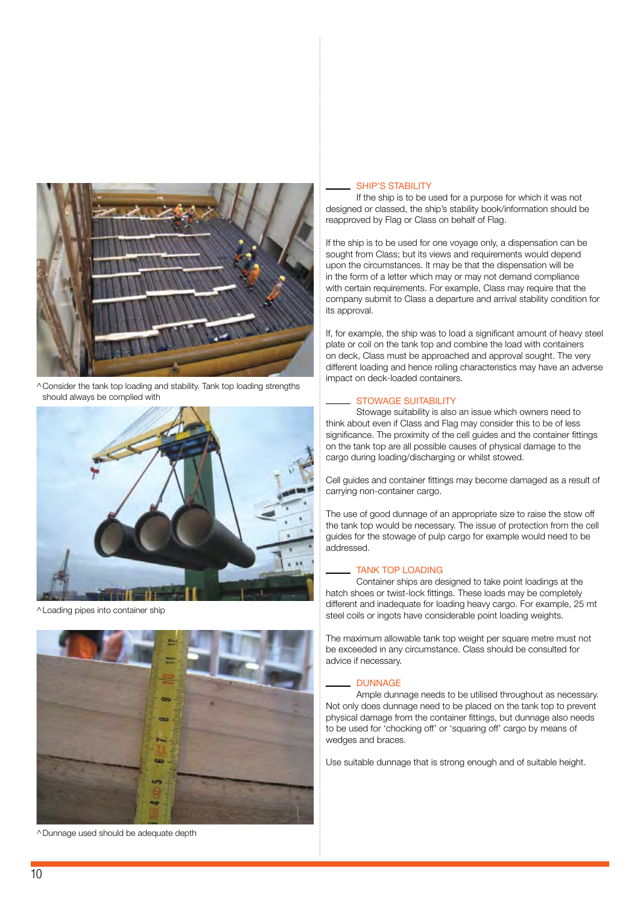^Consider the tank top loading and stability. Tank top loading strengths should always be complied with

^Loading pipes into container ship

^Dunnage used should be adequate depth

## SHIP'S STABILITY

If the ship is to be used for a purpose for which it was not designed or classed, the ship's stability book/information should be reapproved by Flag or Class on behalf of Flag.

If the ship is to be used for one voyage only, a dispensation can be sought from Class; but its views and requirements would depend upon the circumstances. It may be that the dispensation will be in the form of a letter which may or may not demand compliance with certain requirements. For example, Class may require that the company submit to Class a departure and arrival stability condition for its approval.

If, for example, the ship was to load a significant amount of heavy steel plate or coil on the tank top and combine the load with containers on deck, Class must be approached and approval sought. The very different loading and hence rolling characteristics may have an adverse impact on deck-loaded containers.

## STOWAGE SUITABILITY

Stowage suitability is also an issue which owners need to think about even if Class and Flag may consider this to be of less significance. The proximity of the cell guides and the container fittings on the tank top are all possible causes of physical damage to the cargo during loading/discharging or whilst stowed.

Cell guides and container fittings may become damaged as a result of carrying non-container cargo.

The use of good dunnage of an appropriate size to raise the stow off the tank top would be necessary. The issue of protection from the cell guides for the stowage of pulp cargo for example would need to be addressed.

## TANK TOP LOADING

Container ships are designed to take point loadings at the hatch shoes or twist-lock fittings. These loads may be completely different and inadequate for loading heavy cargo. For example, 25 mt steel coils or ingots have considerable point loading weights.

The maximum allowable tank top weight per square metre must not be exceeded in any circumstance. Class should be consulted for advice if necessary.

## DUNNAGE

Ample dunnage needs to be utilised throughout as necessary. Not only does dunnage need to be placed on the tank top to prevent physical damage from the container fittings, but dunnage also needs to be used for 'chocking off' or 'squaring off' cargo by means of wedges and braces.

Use suitable dunnage that is strong enough and of suitable height.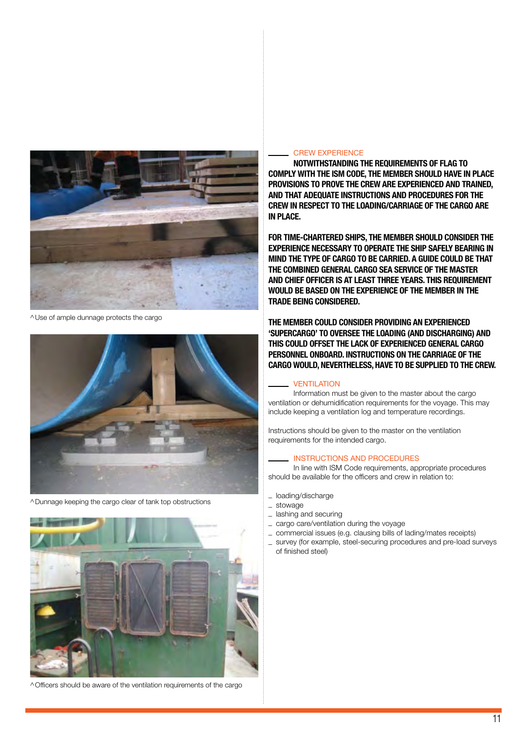^Use of ample dunnage protects the cargo

^Dunnage keeping the cargo clear of tank top obstructions

^Officers should be aware of the ventilation requirements of the cargo

## CREW EXPERIENCE

**NOTWITHSTANDING THE REQUIREMENTS OF FLAG TO COMPLY WITH THE ISM CODE, THE MEMBER SHOULD HAVE IN PLACE PROVISIONS TO PROVE THE CREW ARE EXPERIENCED AND TRAINED, AND THAT ADEQUATE INSTRUCTIONS AND PROCEDURES FOR THE CREW IN RESPECT TO THE LOADING/CARRIAGE OF THE CARGO ARE IN PLACE.**

**FOR TIME-CHARTERED SHIPS, THE MEMBER SHOULD CONSIDER THE EXPERIENCE NECESSARY TO OPERATE THE SHIP SAFELY BEARING IN MIND THE TYPE OF CARGO TO BE CARRIED. A GUIDE COULD BE THAT THE COMBINED GENERAL CARGO SEA SERVICE OF THE MASTER AND CHIEF OFFICER IS AT LEAST THREE YEARS. THIS REQUIREMENT WOULD BE BASED ON THE EXPERIENCE OF THE MEMBER IN THE TRADE BEING CONSIDERED.**

**THE MEMBER COULD CONSIDER PROVIDING AN EXPERIENCED 'SUPERCARGO' TO OVERSEE THE LOADING (AND DISCHARGING) AND THIS COULD OFFSET THE LACK OF EXPERIENCED GENERAL CARGO PERSONNEL ONBOARD. INSTRUCTIONS ON THE CARRIAGE OF THE CARGO WOULD, NEVERTHELESS, HAVE TO BE SUPPLIED TO THE CREW.**

## VENTILATION

Information must be given to the master about the cargo ventilation or dehumidification requirements for the voyage. This may include keeping a ventilation log and temperature recordings.

Instructions should be given to the master on the ventilation requirements for the intended cargo.

## INSTRUCTIONS AND PROCEDURES

In line with ISM Code requirements, appropriate procedures should be available for the officers and crew in relation to:

- loading/discharge
- stowage
- lashing and securing
- cargo care/ventilation during the voyage
- commercial issues (e.g. clausing bills of lading/mates receipts)
- survey (for example, steel-securing procedures and pre-load surveys of finished steel)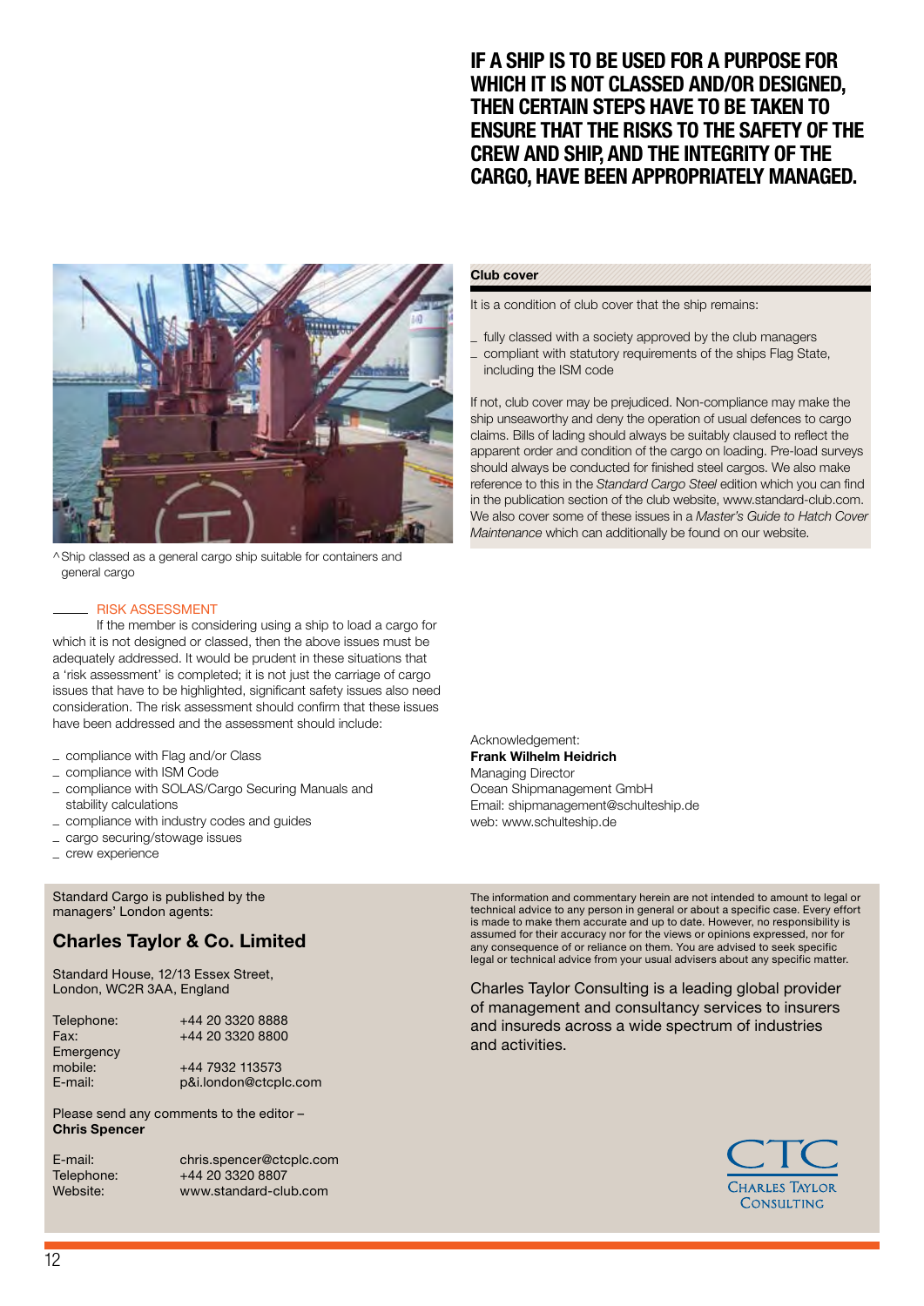**IF A SHIP IS TO BE USED FOR A PURPOSE FOR WHICH IT IS NOT CLASSED AND/OR DESIGNED, THEN CERTAIN STEPS HAVE TO BE TAKEN TO ENSURE THAT THE RISKS TO THE SAFETY OF THE CREW AND SHIP, AND THE INTEGRITY OF THE CARGO, HAVE BEEN APPROPRIATELY MANAGED.**

^Ship classed as a general cargo ship suitable for containers and general cargo

## RISK ASSESSMENT

If the member is considering using a ship to load a cargo for which it is not designed or classed, then the above issues must be adequately addressed. It would be prudent in these situations that a 'risk assessment' is completed; it is not just the carriage of cargo issues that have to be highlighted, significant safety issues also need consideration. The risk assessment should confirm that these issues have been addressed and the assessment should include:

- compliance with Flag and/or Class
- compliance with ISM Code
- compliance with SOLAS/Cargo Securing Manuals and stability calculations
- compliance with industry codes and guides
- cargo securing/stowage issues
- crew experience

### Club cover

It is a condition of club cover that the ship remains:

- fully classed with a society approved by the club managers
- compliant with statutory requirements of the ships Flag State, including the ISM code

If not, club cover may be prejudiced. Non-compliance may make the ship unseaworthy and deny the operation of usual defences to cargo claims. Bills of lading should always be suitably claused to reflect the apparent order and condition of the cargo on loading. Pre-load surveys should always be conducted for finished steel cargos. We also make reference to this in the *Standard Cargo Steel* edition which you can find in the publication section of the club website, www.standard-club.com. We also cover some of these issues in a *Master's Guide to Hatch Cover Maintenance* which can additionally be found on our website.

Acknowledgement:
**Frank Wilhelm Heidrich**
Managing Director
Ocean Shipmanagement GmbH
Email: shipmanagement@schulteship.de
web: www.schulteship.de

Standard Cargo is published by the managers' London agents:

## Charles Taylor & Co. Limited

Standard House, 12/13 Essex Street,
London, WC2R 3AA, England

| | |
|---|---|
| Telephone: | +44 20 3320 8888 |
| Fax: | +44 20 3320 8800 |
| Emergency mobile: | +44 7932 113573 |
| E-mail: | p&i.london@ctcplc.com |

Please send any comments to the editor – **Chris Spencer**

| | |
|---|---|
| E-mail: | chris.spencer@ctcplc.com |
| Telephone: | +44 20 3320 8807 |
| Website: | www.standard-club.com |

The information and commentary herein are not intended to amount to legal or technical advice to any person in general or about a specific case. Every effort is made to make them accurate and up to date. However, no responsibility is assumed for their accuracy nor for the views or opinions expressed, nor for any consequence of or reliance on them. You are advised to seek specific legal or technical advice from your usual advisers about any specific matter.

Charles Taylor Consulting is a leading global provider of management and consultancy services to insurers and insureds across a wide spectrum of industries and activities.

CTC
CHARLES TAYLOR CONSULTING